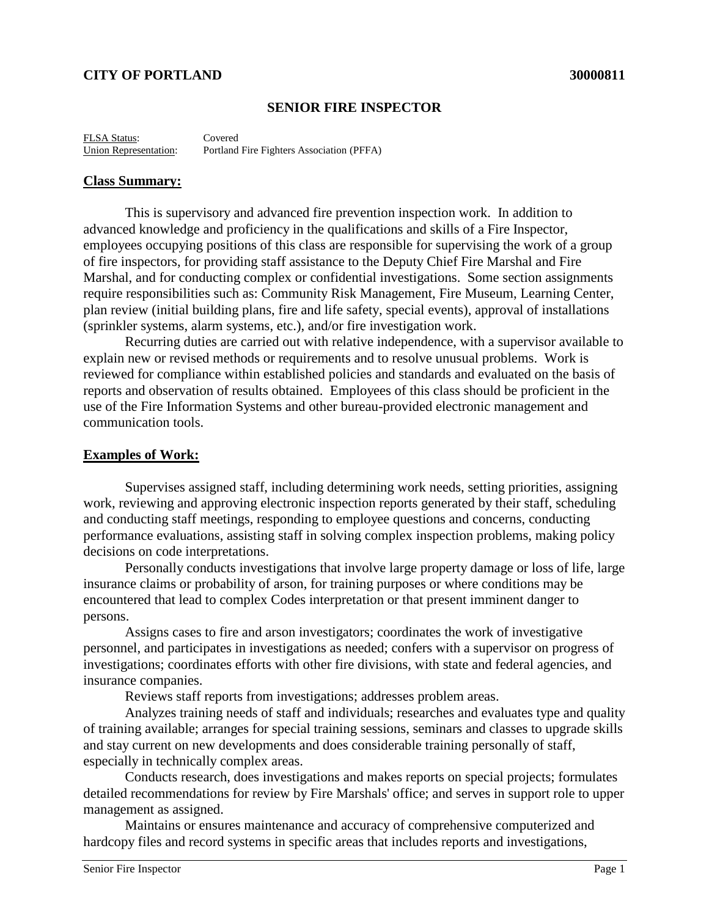**CITY OF PORTLAND** **30000811**

# SENIOR FIRE INSPECTOR

FLSA Status: Covered
Union Representation: Portland Fire Fighters Association (PFFA)

## Class Summary:

This is supervisory and advanced fire prevention inspection work. In addition to advanced knowledge and proficiency in the qualifications and skills of a Fire Inspector, employees occupying positions of this class are responsible for supervising the work of a group of fire inspectors, for providing staff assistance to the Deputy Chief Fire Marshal and Fire Marshal, and for conducting complex or confidential investigations. Some section assignments require responsibilities such as: Community Risk Management, Fire Museum, Learning Center, plan review (initial building plans, fire and life safety, special events), approval of installations (sprinkler systems, alarm systems, etc.), and/or fire investigation work.

Recurring duties are carried out with relative independence, with a supervisor available to explain new or revised methods or requirements and to resolve unusual problems. Work is reviewed for compliance within established policies and standards and evaluated on the basis of reports and observation of results obtained. Employees of this class should be proficient in the use of the Fire Information Systems and other bureau-provided electronic management and communication tools.

## Examples of Work:

Supervises assigned staff, including determining work needs, setting priorities, assigning work, reviewing and approving electronic inspection reports generated by their staff, scheduling and conducting staff meetings, responding to employee questions and concerns, conducting performance evaluations, assisting staff in solving complex inspection problems, making policy decisions on code interpretations.

Personally conducts investigations that involve large property damage or loss of life, large insurance claims or probability of arson, for training purposes or where conditions may be encountered that lead to complex Codes interpretation or that present imminent danger to persons.

Assigns cases to fire and arson investigators; coordinates the work of investigative personnel, and participates in investigations as needed; confers with a supervisor on progress of investigations; coordinates efforts with other fire divisions, with state and federal agencies, and insurance companies.

Reviews staff reports from investigations; addresses problem areas.

Analyzes training needs of staff and individuals; researches and evaluates type and quality of training available; arranges for special training sessions, seminars and classes to upgrade skills and stay current on new developments and does considerable training personally of staff, especially in technically complex areas.

Conducts research, does investigations and makes reports on special projects; formulates detailed recommendations for review by Fire Marshals' office; and serves in support role to upper management as assigned.

Maintains or ensures maintenance and accuracy of comprehensive computerized and hardcopy files and record systems in specific areas that includes reports and investigations,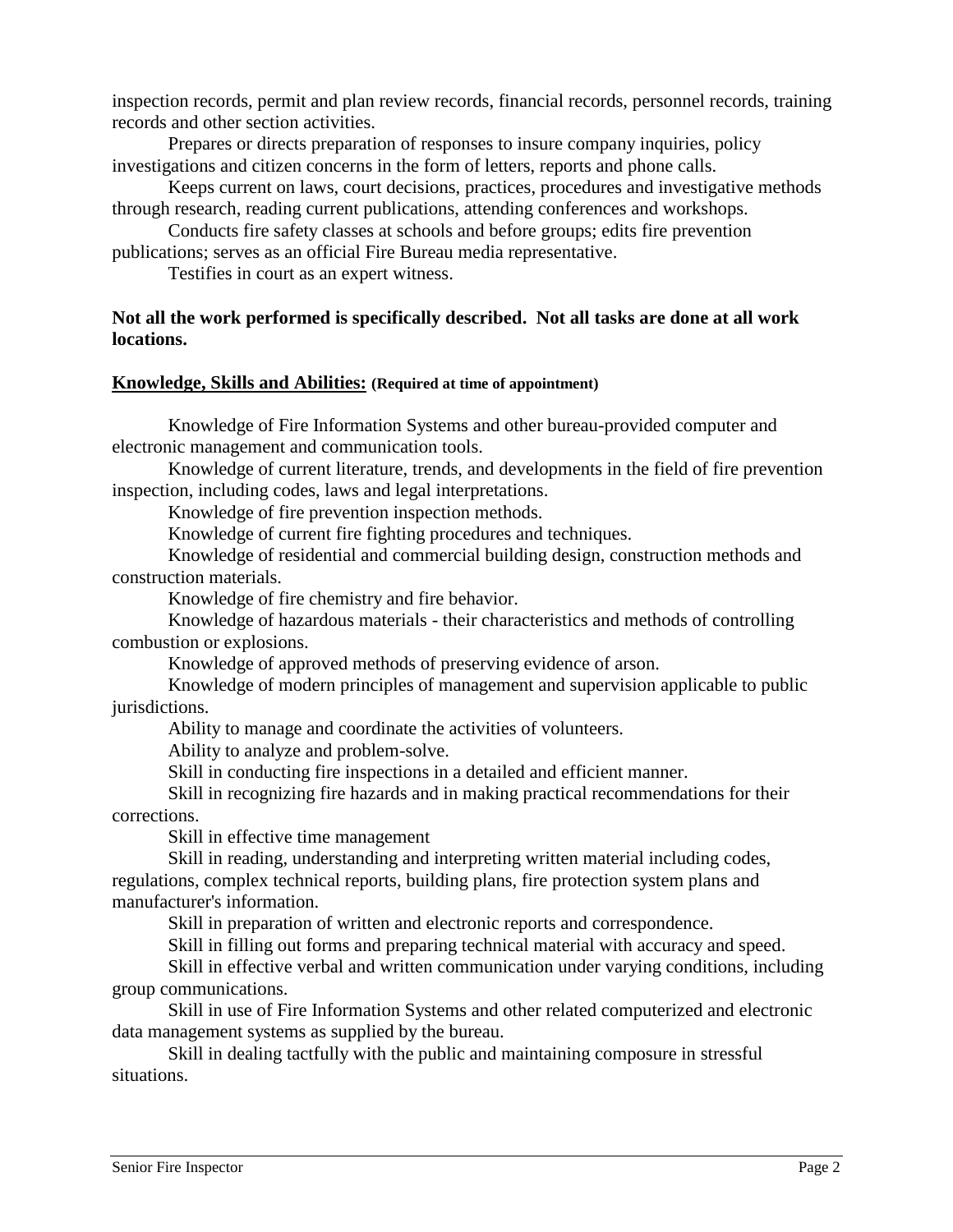inspection records, permit and plan review records, financial records, personnel records, training records and other section activities.

Prepares or directs preparation of responses to insure company inquiries, policy investigations and citizen concerns in the form of letters, reports and phone calls.

Keeps current on laws, court decisions, practices, procedures and investigative methods through research, reading current publications, attending conferences and workshops.

Conducts fire safety classes at schools and before groups; edits fire prevention publications; serves as an official Fire Bureau media representative.

Testifies in court as an expert witness.

**Not all the work performed is specifically described. Not all tasks are done at all work locations.**

## **Knowledge, Skills and Abilities:** (Required at time of appointment)

Knowledge of Fire Information Systems and other bureau-provided computer and electronic management and communication tools.

Knowledge of current literature, trends, and developments in the field of fire prevention inspection, including codes, laws and legal interpretations.

Knowledge of fire prevention inspection methods.

Knowledge of current fire fighting procedures and techniques.

Knowledge of residential and commercial building design, construction methods and construction materials.

Knowledge of fire chemistry and fire behavior.

Knowledge of hazardous materials - their characteristics and methods of controlling combustion or explosions.

Knowledge of approved methods of preserving evidence of arson.

Knowledge of modern principles of management and supervision applicable to public jurisdictions.

Ability to manage and coordinate the activities of volunteers.

Ability to analyze and problem-solve.

Skill in conducting fire inspections in a detailed and efficient manner.

Skill in recognizing fire hazards and in making practical recommendations for their corrections.

Skill in effective time management

Skill in reading, understanding and interpreting written material including codes, regulations, complex technical reports, building plans, fire protection system plans and manufacturer's information.

Skill in preparation of written and electronic reports and correspondence.

Skill in filling out forms and preparing technical material with accuracy and speed.

Skill in effective verbal and written communication under varying conditions, including group communications.

Skill in use of Fire Information Systems and other related computerized and electronic data management systems as supplied by the bureau.

Skill in dealing tactfully with the public and maintaining composure in stressful situations.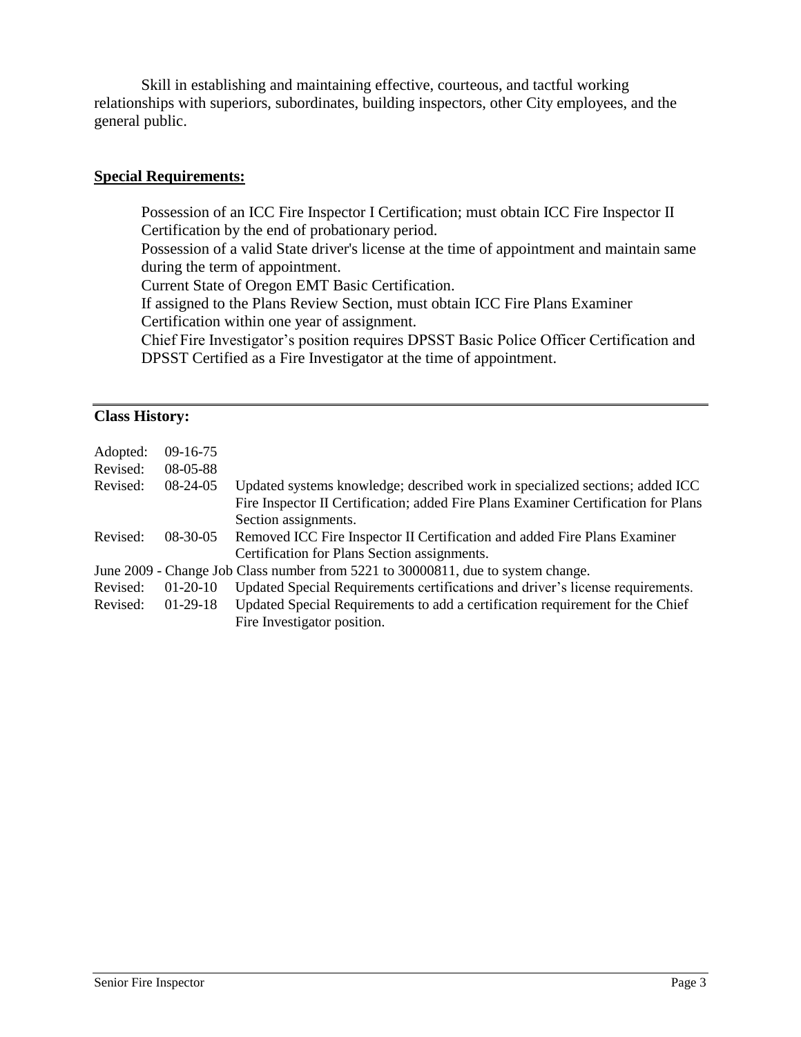Skill in establishing and maintaining effective, courteous, and tactful working relationships with superiors, subordinates, building inspectors, other City employees, and the general public.

**Special Requirements:**

Possession of an ICC Fire Inspector I Certification; must obtain ICC Fire Inspector II Certification by the end of probationary period.
Possession of a valid State driver's license at the time of appointment and maintain same during the term of appointment.
Current State of Oregon EMT Basic Certification.
If assigned to the Plans Review Section, must obtain ICC Fire Plans Examiner Certification within one year of assignment.
Chief Fire Investigator's position requires DPSST Basic Police Officer Certification and DPSST Certified as a Fire Investigator at the time of appointment.

---

**Class History:**

| | | |
|---|---|---|
| Adopted: | 09-16-75 | |
| Revised: | 08-05-88 | |
| Revised: | 08-24-05 | Updated systems knowledge; described work in specialized sections; added ICC Fire Inspector II Certification; added Fire Plans Examiner Certification for Plans Section assignments. |
| Revised: | 08-30-05 | Removed ICC Fire Inspector II Certification and added Fire Plans Examiner Certification for Plans Section assignments. |
| June 2009 - Change Job Class number from 5221 to 30000811, due to system change. | | |
| Revised: | 01-20-10 | Updated Special Requirements certifications and driver's license requirements. |
| Revised: | 01-29-18 | Updated Special Requirements to add a certification requirement for the Chief Fire Investigator position. |